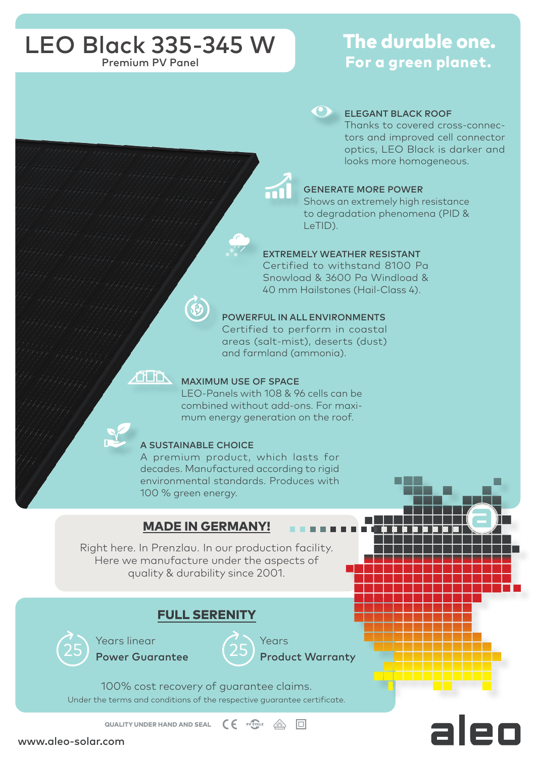# LEO Black 335-345 W

Premium PV Panel

**The durable one.**
**For a green planet.**

### ELEGANT BLACK ROOF

Thanks to covered cross-connectors and improved cell connector optics, LEO Black is darker and looks more homogeneous.

### GENERATE MORE POWER

Shows an extremely high resistance to degradation phenomena (PID & LeTID).

### EXTREMELY WEATHER RESISTANT

Certified to withstand 8100 Pa Snowload & 3600 Pa Windload & 40 mm Hailstones (Hail-Class 4).

### POWERFUL IN ALL ENVIRONMENTS

Certified to perform in coastal areas (salt-mist), deserts (dust) and farmland (ammonia).

### MAXIMUM USE OF SPACE

LEO-Panels with 108 & 96 cells can be combined without add-ons. For maximum energy generation on the roof.

### A SUSTAINABLE CHOICE

A premium product, which lasts for decades. Manufactured according to rigid environmental standards. Produces with 100 % green energy.

## MADE IN GERMANY!

Right here. In Prenzlau. In our production facility. Here we manufacture under the aspects of quality & durability since 2001.

## FULL SERENITY

25 Years linear **Power Guarantee**

25 Years **Product Warranty**

100% cost recovery of guarantee claims.

Under the terms and conditions of the respective guarantee certificate.

QUALITY UNDER HAND AND SEAL

www.aleo-solar.com

aleo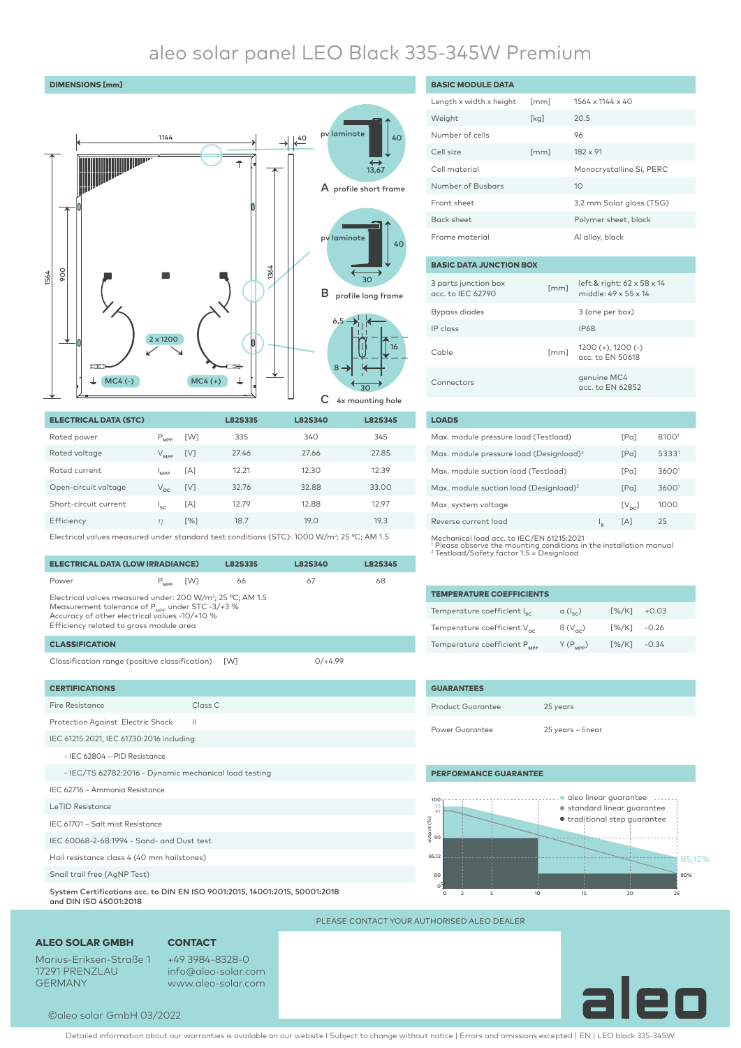# aleo solar panel LEO Black 335-345W Premium

## DIMENSIONS [mm]

1144
40
1564
900
1364
2 x 1200
MC4 (-)
MC4 (+)

pv laminate
40
13,67
A profile short frame

pv laminate
40
30
B profile long frame

6,5
16
8
30
C 4x mounting hole

## BASIC MODULE DATA

| | | |
|---|---|---|
| Length x width x height | [mm] | 1564 x 1144 x 40 |
| Weight | [kg] | 20.5 |
| Number of cells | | 96 |
| Cell size | [mm] | 182 x 91 |
| Cell material | | Monocrystalline Si, PERC |
| Number of Busbars | | 10 |
| Front sheet | | 3.2 mm Solar glass (TSG) |
| Back sheet | | Polymer sheet, black |
| Frame material | | Al alloy, black |

## BASIC DATA JUNCTION BOX

| | | |
|---|---|---|
| 3 parts junction box acc. to IEC 62790 | [mm] | left & right: 62 x 58 x 14<br>middle: 49 x 55 x 14 |
| Bypass diodes | | 3 (one per box) |
| IP class | | IP68 |
| Cable | [mm] | 1200 (+), 1200 (-)<br>acc. to EN 50618 |
| Connectors | | genuine MC4<br>acc. to EN 62852 |

## ELECTRICAL DATA (STC)

| | | | L82S335 | L82S340 | L82S345 |
|---|---|---|---|---|---|
| Rated power | $P_{MPP}$ | [W] | 335 | 340 | 345 |
| Rated voltage | $V_{MPP}$ | [V] | 27.46 | 27.66 | 27.85 |
| Rated current | $I_{MPP}$ | [A] | 12.21 | 12.30 | 12.39 |
| Open-circuit voltage | $V_{OC}$ | [V] | 32.76 | 32.88 | 33.00 |
| Short-circuit current | $I_{SC}$ | [A] | 12.79 | 12.88 | 12.97 |
| Efficiency | $\eta$ | [%] | 18.7 | 19.0 | 19.3 |

Electrical values measured under standard test conditions (STC): 1000 W/m²; 25 °C; AM 1.5

## ELECTRICAL DATA (LOW IRRADIANCE)

| | | | L82S335 | L82S340 | L82S345 |
|---|---|---|---|---|---|
| Power | $P_{MPP}$ | [W] | 66 | 67 | 68 |

Electrical values measured under: 200 W/m²; 25 °C; AM 1.5
Measurement tolerance of $P_{MPP}$ under STC -3/+3 %
Accuracy of other electrical values -10/+10 %
Efficiency related to gross module area

## CLASSIFICATION

| | | |
|---|---|---|
| Classification range (positive classification) | [W] | 0/+4.99 |

## CERTIFICATIONS

| | |
|---|---|
| Fire Resistance | Class C |
| Protection Against Electric Shock | II |
| IEC 61215:2021, IEC 61730:2016 including: | |
| - IEC 62804 – PID Resistance | |
| - IEC/TS 62782:2016 - Dynamic mechanical load testing | |
| IEC 62716 – Ammonia Resistance | |
| LeTID Resistance | |
| IEC 61701 – Salt mist Resistance | |
| IEC 60068-2-68:1994 - Sand- and Dust test | |
| Hail resistance class 4 (40 mm hailstones) | |
| Snail trail free (AgNP Test) | |

**System Certifications acc. to DIN EN ISO 9001:2015, 14001:2015, 50001:2018 and DIN ISO 45001:2018**

## LOADS

| | | | |
|---|---|---|---|
| Max. module pressure load (Testload) | | [Pa] | 8100[1] |
| Max. module pressure load (Designload)[2] | | [Pa] | 5333[1] |
| Max. module suction load (Testload) | | [Pa] | 3600[1] |
| Max. module suction load (Designload)[2] | | [Pa] | 3600[1] |
| Max. system voltage | | [$V_{DC}$] | 1000 |
| Reverse current load | $I_R$ | [A] | 25 |

Mechanical load acc. to IEC/EN 61215:2021
[1] Please observe the mounting conditions in the installation manual
[2] Testload/Safety factor 1.5 = Designload

## TEMPERATURE COEFFICIENTS

| | | | |
|---|---|---|---|
| Temperature coefficient $I_{SC}$ | α ($I_{SC}$) | [%/K] | +0.03 |
| Temperature coefficient $V_{OC}$ | β ($V_{OC}$) | [%/K] | -0.26 |
| Temperature coefficient $P_{MPP}$ | γ ($P_{MPP}$) | [%/K] | -0.34 |

## GUARANTEES

| | |
|---|---|
| Product Guarantee | 25 years |
| Power Guarantee | 25 years – linear |

## PERFORMANCE GUARANTEE

aleo linear guarantee
standard linear guarantee
traditional step guarantee

output (%)
100
98
97
90
85.12
80
0
0 2 5 10 15 20 25
85,12%
80%

PLEASE CONTACT YOUR AUTHORISED ALEO DEALER

**ALEO SOLAR GMBH**
Marius-Eriksen-Straße 1
17291 PRENZLAU
GERMANY

**CONTACT**
+49 3984-8328-0
info@aleo-solar.com
www.aleo-solar.com

©aleo solar GmbH 03/2022

aleo

Detailed information about our warranties is available on our website | Subject to change without notice | Errors and omissions excepted | EN | LEO black 335-345W